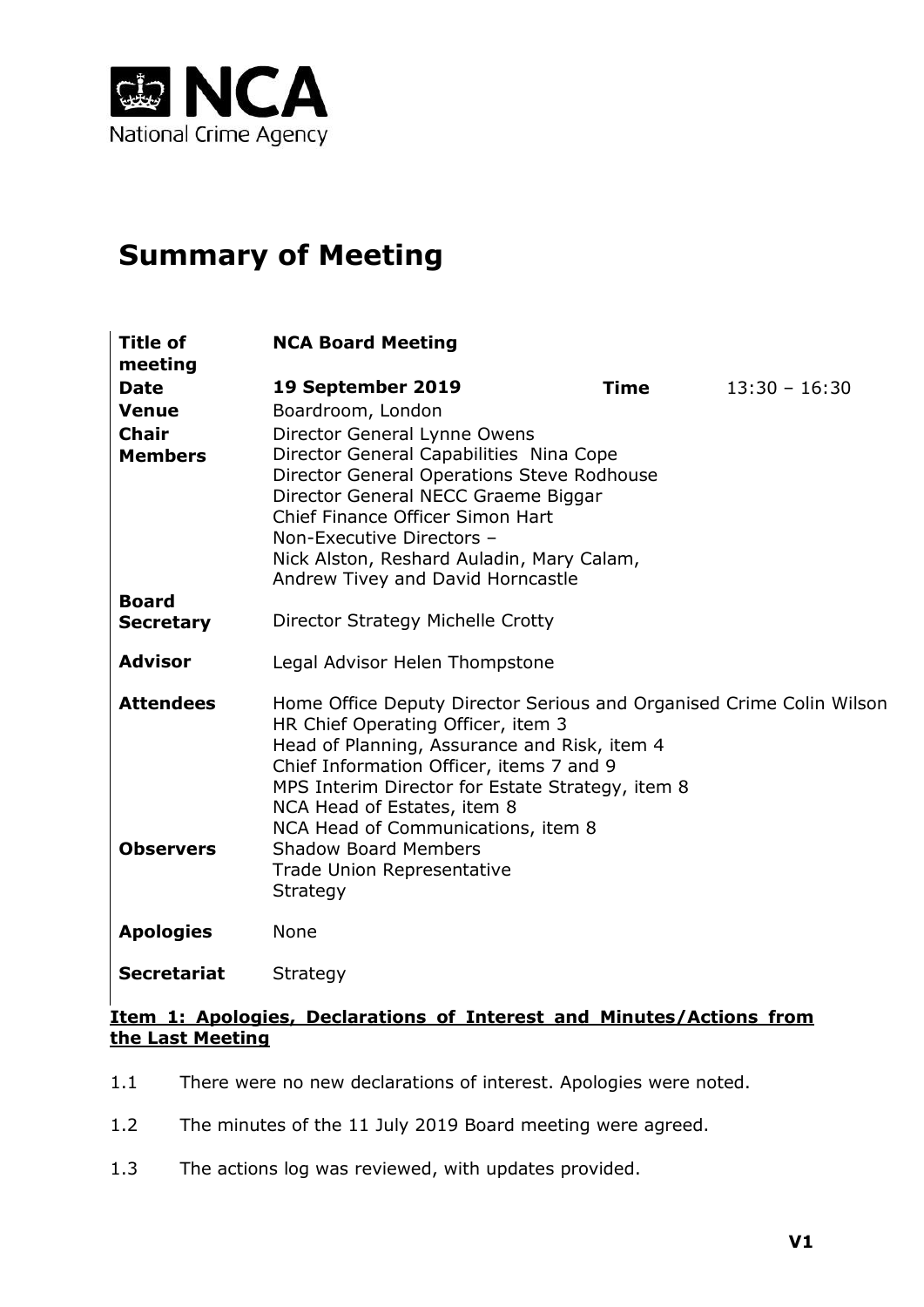NCA
National Crime Agency

# Summary of Meeting

| | | | |
|---|---|---|---|
| **Title of meeting** | **NCA Board Meeting** | | |
| **Date** | **19 September 2019** | **Time** | 13:30 – 16:30 |
| **Venue** | Boardroom, London | | |
| **Chair** | Director General Lynne Owens | | |
| **Members** | Director General Capabilities Nina Cope<br>Director General Operations Steve Rodhouse<br>Director General NECC Graeme Biggar<br>Chief Finance Officer Simon Hart<br>Non-Executive Directors –<br>Nick Alston, Reshard Auladin, Mary Calam, Andrew Tivey and David Horncastle | | |
| **Board Secretary** | Director Strategy Michelle Crotty | | |
| **Advisor** | Legal Advisor Helen Thompstone | | |
| **Attendees** | Home Office Deputy Director Serious and Organised Crime Colin Wilson<br>HR Chief Operating Officer, item 3<br>Head of Planning, Assurance and Risk, item 4<br>Chief Information Officer, items 7 and 9<br>MPS Interim Director for Estate Strategy, item 8<br>NCA Head of Estates, item 8<br>NCA Head of Communications, item 8 | | |
| **Observers** | Shadow Board Members<br>Trade Union Representative<br>Strategy | | |
| **Apologies** | None | | |
| **Secretariat** | Strategy | | |

**Item 1: Apologies, Declarations of Interest and Minutes/Actions from the Last Meeting**

1.1 There were no new declarations of interest. Apologies were noted.

1.2 The minutes of the 11 July 2019 Board meeting were agreed.

1.3 The actions log was reviewed, with updates provided.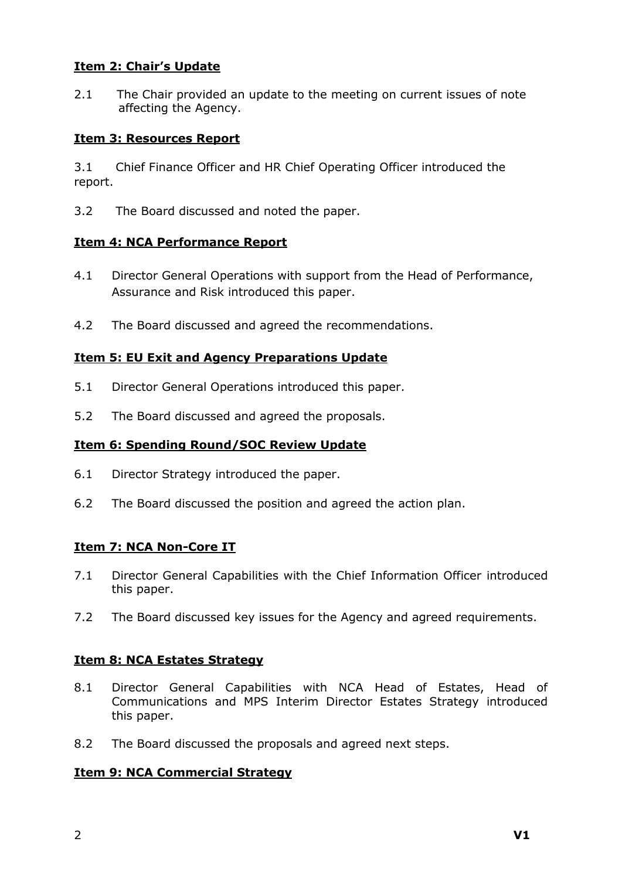**Item 2: Chair's Update**

2.1 The Chair provided an update to the meeting on current issues of note affecting the Agency.

**Item 3: Resources Report**

3.1 Chief Finance Officer and HR Chief Operating Officer introduced the report.

3.2 The Board discussed and noted the paper.

**Item 4: NCA Performance Report**

4.1 Director General Operations with support from the Head of Performance, Assurance and Risk introduced this paper.

4.2 The Board discussed and agreed the recommendations.

**Item 5: EU Exit and Agency Preparations Update**

5.1 Director General Operations introduced this paper.

5.2 The Board discussed and agreed the proposals.

**Item 6: Spending Round/SOC Review Update**

6.1 Director Strategy introduced the paper.

6.2 The Board discussed the position and agreed the action plan.

**Item 7: NCA Non-Core IT**

7.1 Director General Capabilities with the Chief Information Officer introduced this paper.

7.2 The Board discussed key issues for the Agency and agreed requirements.

**Item 8: NCA Estates Strategy**

8.1 Director General Capabilities with NCA Head of Estates, Head of Communications and MPS Interim Director Estates Strategy introduced this paper.

8.2 The Board discussed the proposals and agreed next steps.

**Item 9: NCA Commercial Strategy**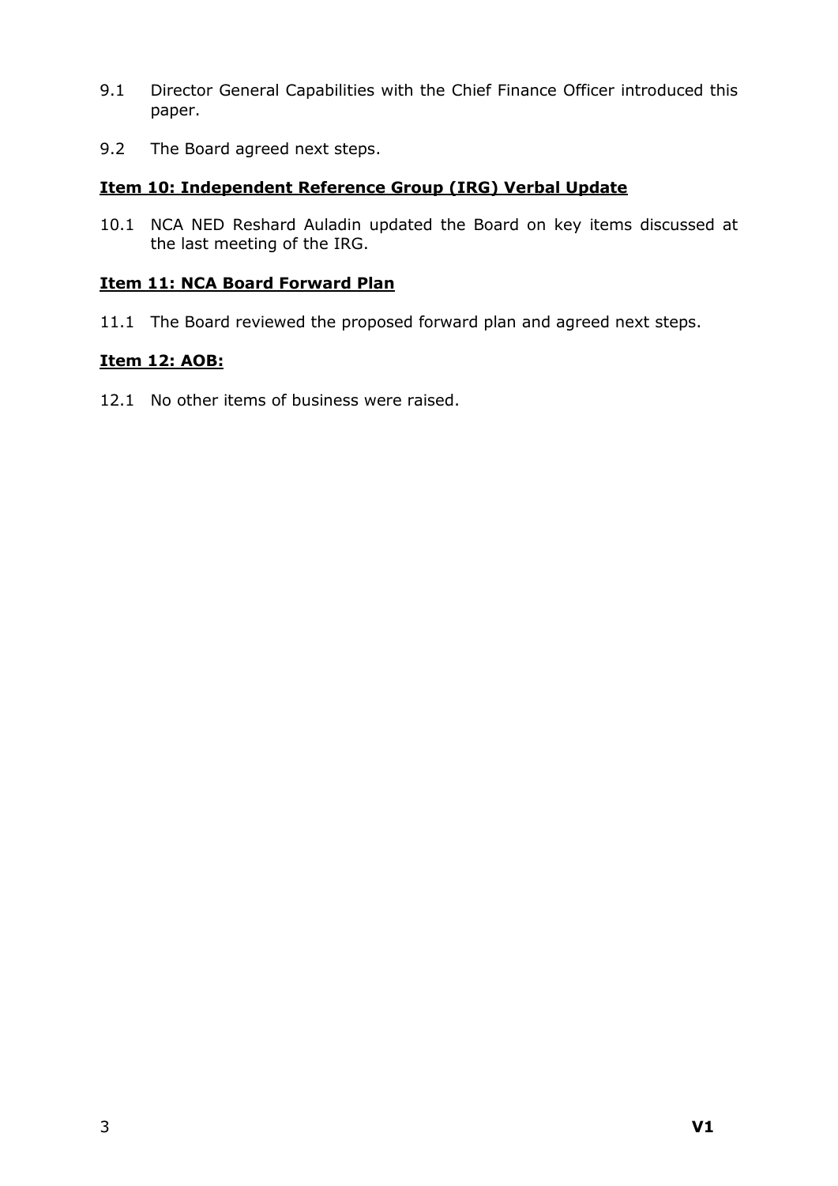9.1 Director General Capabilities with the Chief Finance Officer introduced this paper.

9.2 The Board agreed next steps.

**<u>Item 10: Independent Reference Group (IRG) Verbal Update</u>**

10.1 NCA NED Reshard Auladin updated the Board on key items discussed at the last meeting of the IRG.

**<u>Item 11: NCA Board Forward Plan</u>**

11.1 The Board reviewed the proposed forward plan and agreed next steps.

**<u>Item 12: AOB:</u>**

12.1 No other items of business were raised.